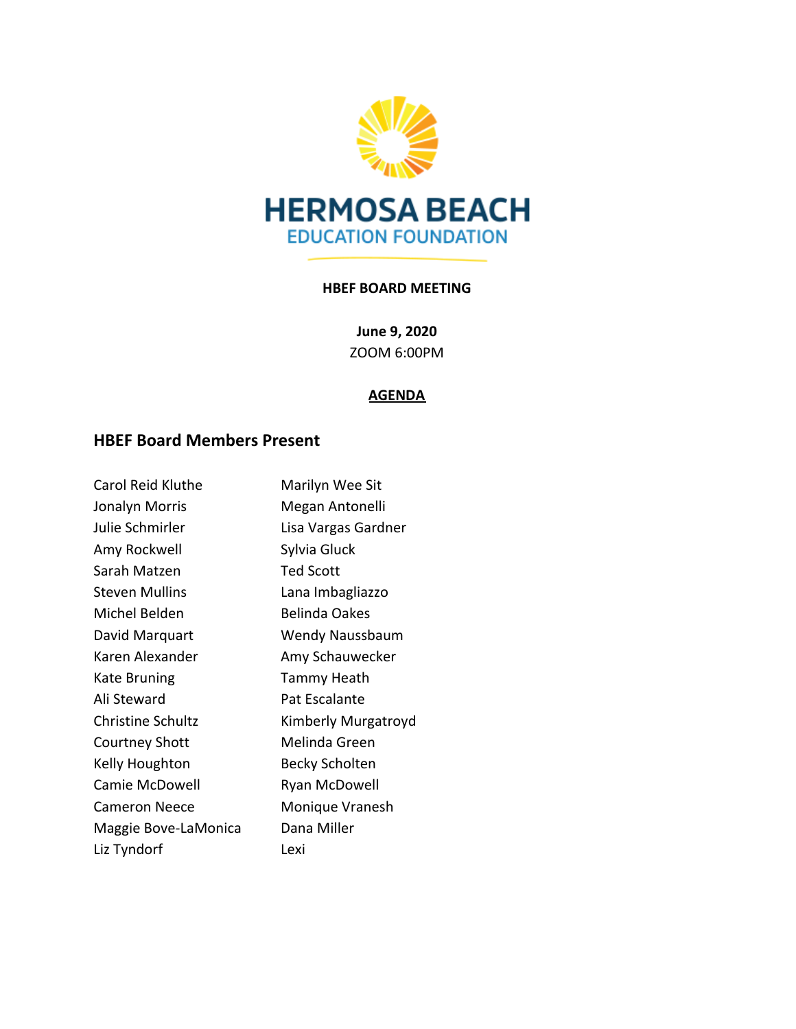HERMOSA BEACH
EDUCATION FOUNDATION

**HBEF BOARD MEETING**

**June 9, 2020**
ZOOM 6:00PM

**AGENDA**

## HBEF Board Members Present

Carol Reid Kluthe
Jonalyn Morris
Julie Schmirler
Amy Rockwell
Sarah Matzen
Steven Mullins
Michel Belden
David Marquart
Karen Alexander
Kate Bruning
Ali Steward
Christine Schultz
Courtney Shott
Kelly Houghton
Camie McDowell
Cameron Neece
Maggie Bove-LaMonica
Liz Tyndorf
Marilyn Wee Sit
Megan Antonelli
Lisa Vargas Gardner
Sylvia Gluck
Ted Scott
Lana Imbagliazzo
Belinda Oakes
Wendy Naussbaum
Amy Schauwecker
Tammy Heath
Pat Escalante
Kimberly Murgatroyd
Melinda Green
Becky Scholten
Ryan McDowell
Monique Vranesh
Dana Miller
Lexi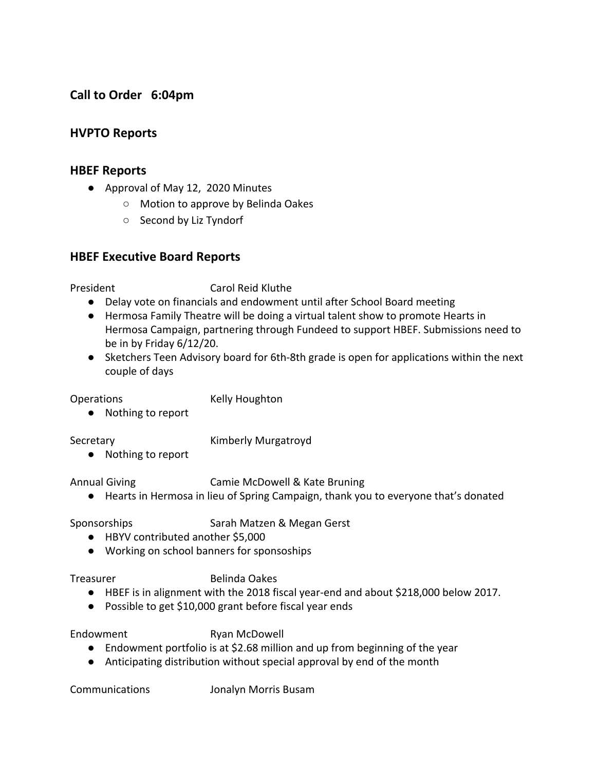## Call to Order 6:04pm

## HVPTO Reports

## HBEF Reports

- Approval of May 12, 2020 Minutes
  - Motion to approve by Belinda Oakes
  - Second by Liz Tyndorf

## HBEF Executive Board Reports

President Carol Reid Kluthe

- Delay vote on financials and endowment until after School Board meeting
- Hermosa Family Theatre will be doing a virtual talent show to promote Hearts in Hermosa Campaign, partnering through Fundeed to support HBEF. Submissions need to be in by Friday 6/12/20.
- Sketchers Teen Advisory board for 6th-8th grade is open for applications within the next couple of days

Operations Kelly Houghton

- Nothing to report

Secretary Kimberly Murgatroyd

- Nothing to report

Annual Giving Camie McDowell & Kate Bruning

- Hearts in Hermosa in lieu of Spring Campaign, thank you to everyone that's donated

Sponsorships Sarah Matzen & Megan Gerst

- HBYV contributed another $5,000
- Working on school banners for sponsoships

Treasurer Belinda Oakes

- HBEF is in alignment with the 2018 fiscal year-end and about $218,000 below 2017.
- Possible to get $10,000 grant before fiscal year ends

Endowment Ryan McDowell

- Endowment portfolio is at $2.68 million and up from beginning of the year
- Anticipating distribution without special approval by end of the month

Communications Jonalyn Morris Busam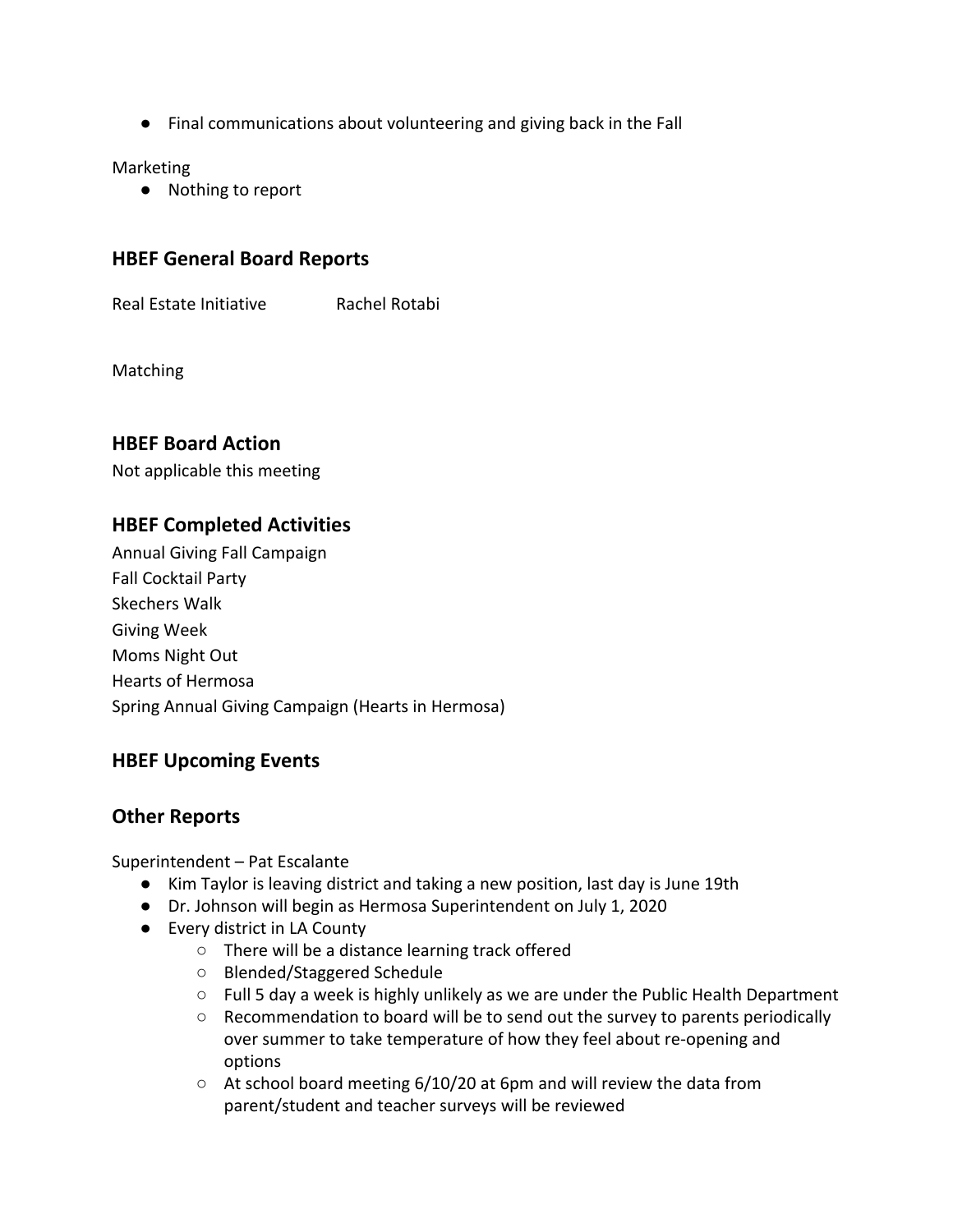- Final communications about volunteering and giving back in the Fall

Marketing

- Nothing to report

## HBEF General Board Reports

Real Estate Initiative	Rachel Rotabi

Matching

## HBEF Board Action

Not applicable this meeting

## HBEF Completed Activities

Annual Giving Fall Campaign
Fall Cocktail Party
Skechers Walk
Giving Week
Moms Night Out
Hearts of Hermosa
Spring Annual Giving Campaign (Hearts in Hermosa)

## HBEF Upcoming Events

## Other Reports

Superintendent – Pat Escalante

- Kim Taylor is leaving district and taking a new position, last day is June 19th
- Dr. Johnson will begin as Hermosa Superintendent on July 1, 2020
- Every district in LA County
  - There will be a distance learning track offered
  - Blended/Staggered Schedule
  - Full 5 day a week is highly unlikely as we are under the Public Health Department
  - Recommendation to board will be to send out the survey to parents periodically over summer to take temperature of how they feel about re-opening and options
  - At school board meeting 6/10/20 at 6pm and will review the data from parent/student and teacher surveys will be reviewed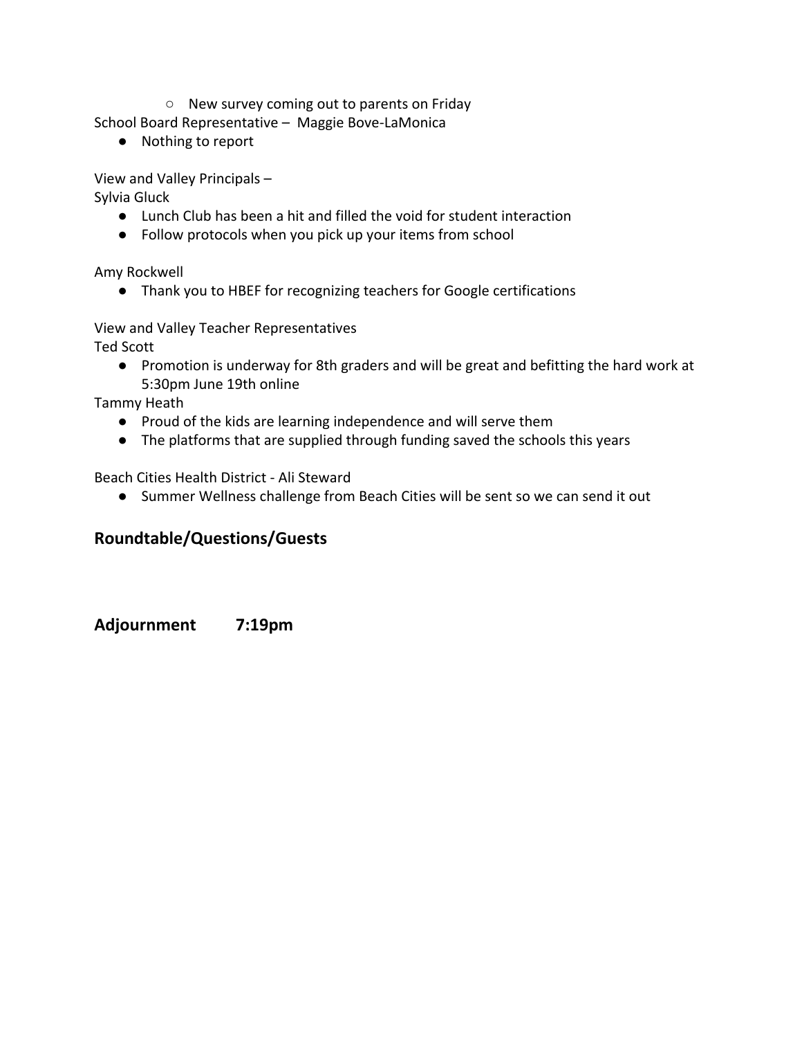- New survey coming out to parents on Friday

School Board Representative – Maggie Bove-LaMonica

- Nothing to report

View and Valley Principals –
Sylvia Gluck

- Lunch Club has been a hit and filled the void for student interaction
- Follow protocols when you pick up your items from school

Amy Rockwell

- Thank you to HBEF for recognizing teachers for Google certifications

View and Valley Teacher Representatives
Ted Scott

- Promotion is underway for 8th graders and will be great and befitting the hard work at 5:30pm June 19th online

Tammy Heath

- Proud of the kids are learning independence and will serve them
- The platforms that are supplied through funding saved the schools this years

Beach Cities Health District - Ali Steward

- Summer Wellness challenge from Beach Cities will be sent so we can send it out

## Roundtable/Questions/Guests

## Adjournment 7:19pm